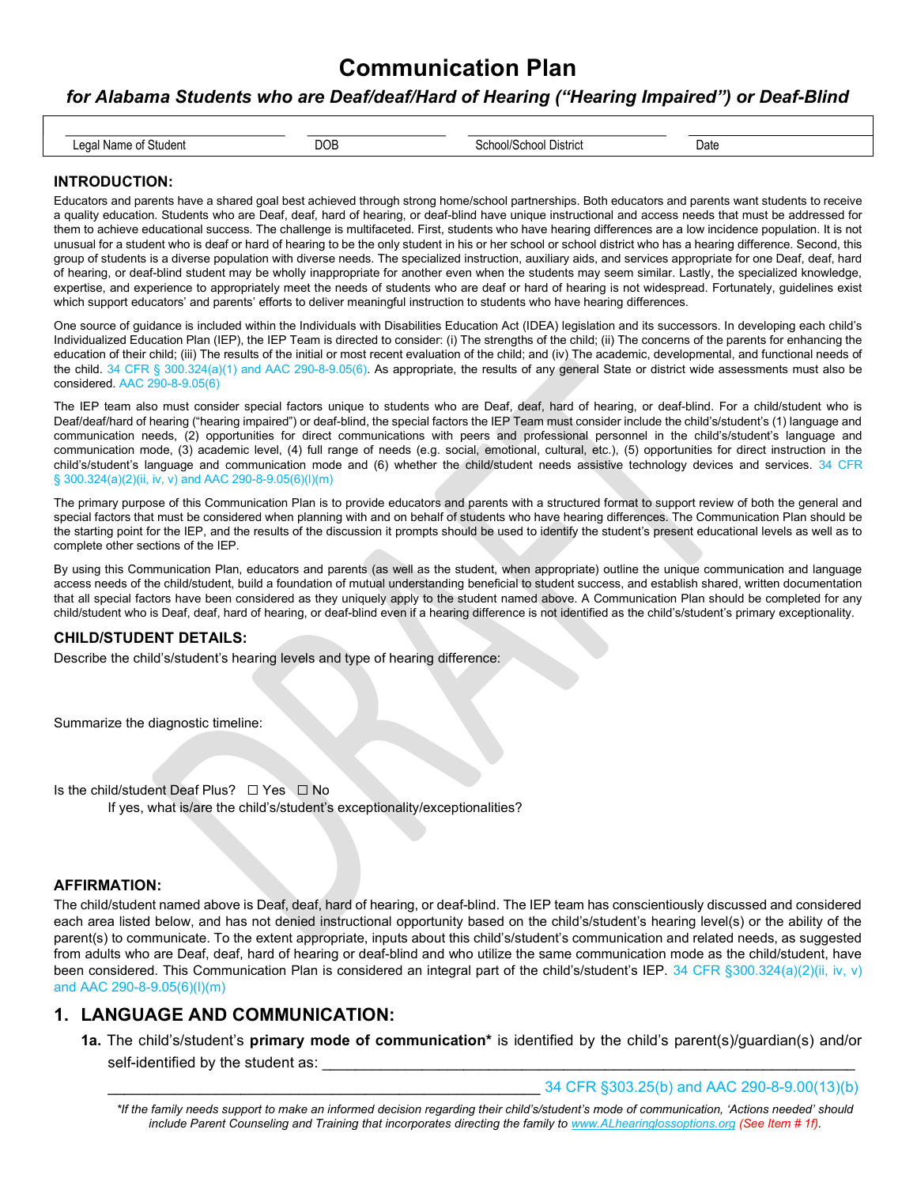# Communication Plan

## *for Alabama Students who are Deaf/deaf/Hard of Hearing ("Hearing Impaired") or Deaf-Blind*

| ______________________ Legal Name of Student | ______________ DOB | ____________________ School/School District | ______________ Date |
|---|---|---|---|

### INTRODUCTION:

Educators and parents have a shared goal best achieved through strong home/school partnerships. Both educators and parents want students to receive a quality education. Students who are Deaf, deaf, hard of hearing, or deaf-blind have unique instructional and access needs that must be addressed for them to achieve educational success. The challenge is multifaceted. First, students who have hearing differences are a low incidence population. It is not unusual for a student who is deaf or hard of hearing to be the only student in his or her school or school district who has a hearing difference. Second, this group of students is a diverse population with diverse needs. The specialized instruction, auxiliary aids, and services appropriate for one Deaf, deaf, hard of hearing, or deaf-blind student may be wholly inappropriate for another even when the students may seem similar. Lastly, the specialized knowledge, expertise, and experience to appropriately meet the needs of students who are deaf or hard of hearing is not widespread. Fortunately, guidelines exist which support educators' and parents' efforts to deliver meaningful instruction to students who have hearing differences.

One source of guidance is included within the Individuals with Disabilities Education Act (IDEA) legislation and its successors. In developing each child's Individualized Education Plan (IEP), the IEP Team is directed to consider: (i) The strengths of the child; (ii) The concerns of the parents for enhancing the education of their child; (iii) The results of the initial or most recent evaluation of the child; and (iv) The academic, developmental, and functional needs of the child. 34 CFR § 300.324(a)(1) and AAC 290-8-9.05(6). As appropriate, the results of any general State or district wide assessments must also be considered. AAC 290-8-9.05(6)

The IEP team also must consider special factors unique to students who are Deaf, deaf, hard of hearing, or deaf-blind. For a child/student who is Deaf/deaf/hard of hearing ("hearing impaired") or deaf-blind, the special factors the IEP Team must consider include the child's/student's (1) language and communication needs, (2) opportunities for direct communications with peers and professional personnel in the child's/student's language and communication mode, (3) academic level, (4) full range of needs (e.g. social, emotional, cultural, etc.), (5) opportunities for direct instruction in the child's/student's language and communication mode and (6) whether the child/student needs assistive technology devices and services. 34 CFR § 300.324(a)(2)(ii, iv, v) and AAC 290-8-9.05(6)(l)(m)

The primary purpose of this Communication Plan is to provide educators and parents with a structured format to support review of both the general and special factors that must be considered when planning with and on behalf of students who have hearing differences. The Communication Plan should be the starting point for the IEP, and the results of the discussion it prompts should be used to identify the student's present educational levels as well as to complete other sections of the IEP.

By using this Communication Plan, educators and parents (as well as the student, when appropriate) outline the unique communication and language access needs of the child/student, build a foundation of mutual understanding beneficial to student success, and establish shared, written documentation that all special factors have been considered as they uniquely apply to the student named above. A Communication Plan should be completed for any child/student who is Deaf, deaf, hard of hearing, or deaf-blind even if a hearing difference is not identified as the child's/student's primary exceptionality.

### CHILD/STUDENT DETAILS:

Describe the child's/student's hearing levels and type of hearing difference:

Summarize the diagnostic timeline:

Is the child/student Deaf Plus? ☐ Yes ☐ No

If yes, what is/are the child's/student's exceptionality/exceptionalities?

### AFFIRMATION:

The child/student named above is Deaf, deaf, hard of hearing, or deaf-blind. The IEP team has conscientiously discussed and considered each area listed below, and has not denied instructional opportunity based on the child's/student's hearing level(s) or the ability of the parent(s) to communicate. To the extent appropriate, inputs about this child's/student's communication and related needs, as suggested from adults who are Deaf, deaf, hard of hearing or deaf-blind and who utilize the same communication mode as the child/student, have been considered. This Communication Plan is considered an integral part of the child's/student's IEP. 34 CFR §300.324(a)(2)(ii, iv, v) and AAC 290-8-9.05(6)(l)(m)

## 1. LANGUAGE AND COMMUNICATION:

**1a.** The child's/student's **primary mode of communication*** is identified by the child's parent(s)/guardian(s) and/or self-identified by the student as: ________________________________________________

________________________________________________ 34 CFR §303.25(b) and AAC 290-8-9.00(13)(b)

*\*If the family needs support to make an informed decision regarding their child's/student's mode of communication, 'Actions needed' should include Parent Counseling and Training that incorporates directing the family to www.ALhearinglossoptions.org (See Item # 1f).*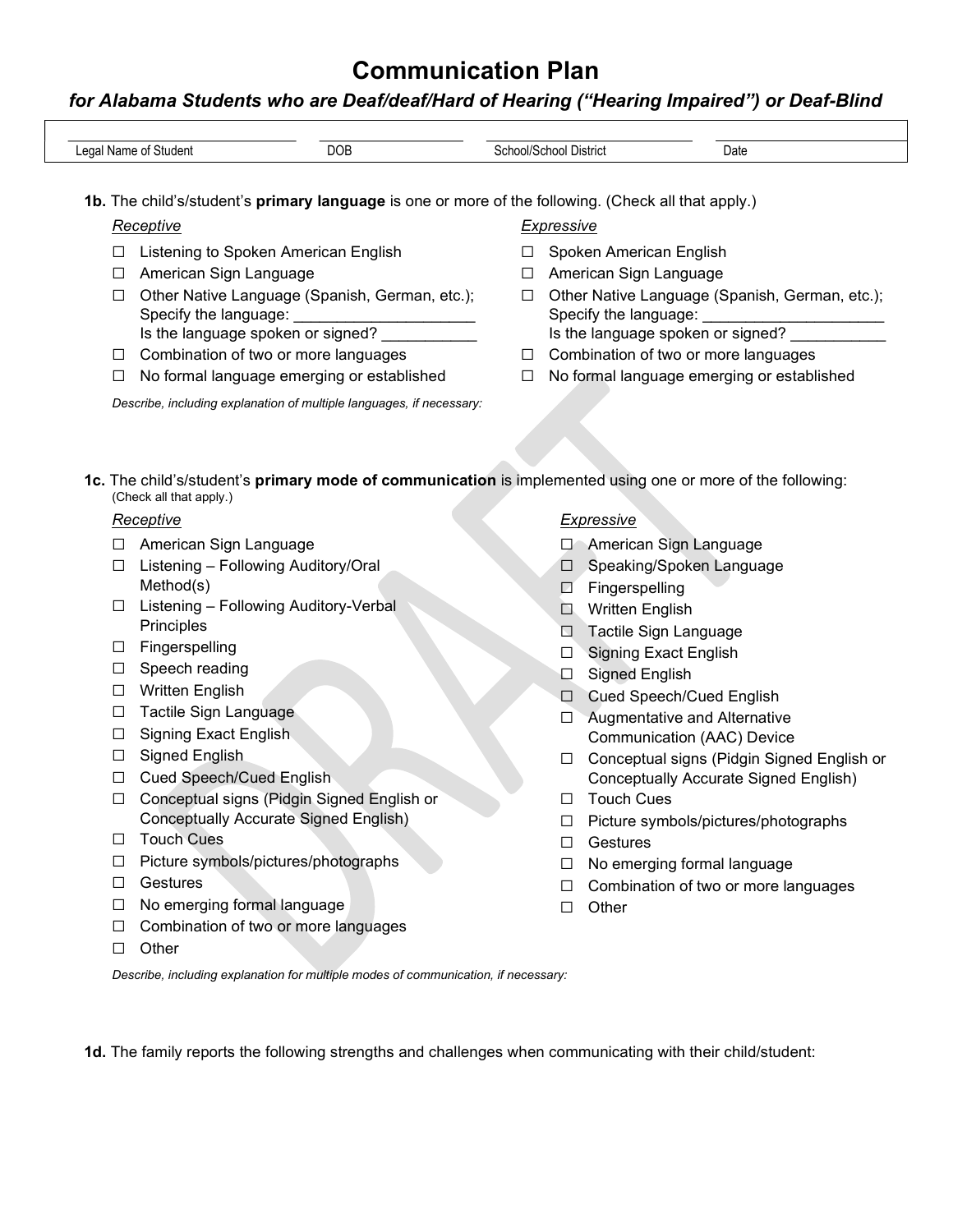# Communication Plan

## *for Alabama Students who are Deaf/deaf/Hard of Hearing ("Hearing Impaired") or Deaf-Blind*

| ______________________ | ______________ | ____________________ | __________ |
|---|---|---|---|
| Legal Name of Student | DOB | School/School District | Date |

**1b.** The child's/student's **primary language** is one or more of the following. (Check all that apply.)

*Receptive*

- ☐ Listening to Spoken American English
- ☐ American Sign Language
- ☐ Other Native Language (Spanish, German, etc.); Specify the language: ____________________ Is the language spoken or signed? __________
- ☐ Combination of two or more languages
- ☐ No formal language emerging or established

*Expressive*

- ☐ Spoken American English
- ☐ American Sign Language
- ☐ Other Native Language (Spanish, German, etc.); Specify the language: ____________________ Is the language spoken or signed? __________
- ☐ Combination of two or more languages
- ☐ No formal language emerging or established

*Describe, including explanation of multiple languages, if necessary:*

**1c.** The child's/student's **primary mode of communication** is implemented using one or more of the following: (Check all that apply.)

*Receptive*

- ☐ American Sign Language
- ☐ Listening – Following Auditory/Oral Method(s)
- ☐ Listening – Following Auditory-Verbal Principles
- ☐ Fingerspelling
- ☐ Speech reading
- ☐ Written English
- ☐ Tactile Sign Language
- ☐ Signing Exact English
- ☐ Signed English
- ☐ Cued Speech/Cued English
- ☐ Conceptual signs (Pidgin Signed English or Conceptually Accurate Signed English)
- ☐ Touch Cues
- ☐ Picture symbols/pictures/photographs
- ☐ Gestures
- ☐ No emerging formal language
- ☐ Combination of two or more languages
- ☐ Other

*Expressive*

- ☐ American Sign Language
- ☐ Speaking/Spoken Language
- ☐ Fingerspelling
- ☐ Written English
- ☐ Tactile Sign Language
- ☐ Signing Exact English
- ☐ Signed English
- ☐ Cued Speech/Cued English
- ☐ Augmentative and Alternative Communication (AAC) Device
- ☐ Conceptual signs (Pidgin Signed English or Conceptually Accurate Signed English)
- ☐ Touch Cues
- ☐ Picture symbols/pictures/photographs
- ☐ Gestures
- ☐ No emerging formal language
- ☐ Combination of two or more languages
- ☐ Other

*Describe, including explanation for multiple modes of communication, if necessary:*

**1d.** The family reports the following strengths and challenges when communicating with their child/student: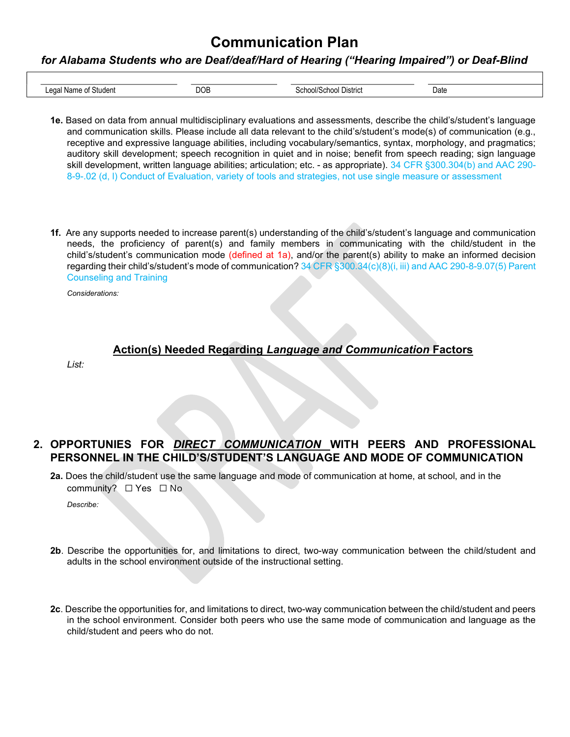# Communication Plan

## *for Alabama Students who are Deaf/deaf/Hard of Hearing ("Hearing Impaired") or Deaf-Blind*

| Legal Name of Student | DOB | School/School District | Date |
|---|---|---|---|
| | | | |

**1e.** Based on data from annual multidisciplinary evaluations and assessments, describe the child's/student's language and communication skills. Please include all data relevant to the child's/student's mode(s) of communication (e.g., receptive and expressive language abilities, including vocabulary/semantics, syntax, morphology, and pragmatics; auditory skill development; speech recognition in quiet and in noise; benefit from speech reading; sign language skill development, written language abilities; articulation; etc. - as appropriate). 34 CFR §300.304(b) and AAC 290-8-9-.02 (d, I) Conduct of Evaluation, variety of tools and strategies, not use single measure or assessment

**1f.** Are any supports needed to increase parent(s) understanding of the child's/student's language and communication needs, the proficiency of parent(s) and family members in communicating with the child/student in the child's/student's communication mode (defined at 1a), and/or the parent(s) ability to make an informed decision regarding their child's/student's mode of communication? 34 CFR §300.34(c)(8)(i, iii) and AAC 290-8-9.07(5) Parent Counseling and Training

*Considerations:*

### Action(s) Needed Regarding *Language and Communication* Factors

*List:*

## 2. OPPORTUNIES FOR *DIRECT COMMUNICATION* WITH PEERS AND PROFESSIONAL PERSONNEL IN THE CHILD'S/STUDENT'S LANGUAGE AND MODE OF COMMUNICATION

**2a.** Does the child/student use the same language and mode of communication at home, at school, and in the community? ☐ Yes ☐ No

*Describe:*

**2b**. Describe the opportunities for, and limitations to direct, two-way communication between the child/student and adults in the school environment outside of the instructional setting.

**2c**. Describe the opportunities for, and limitations to direct, two-way communication between the child/student and peers in the school environment. Consider both peers who use the same mode of communication and language as the child/student and peers who do not.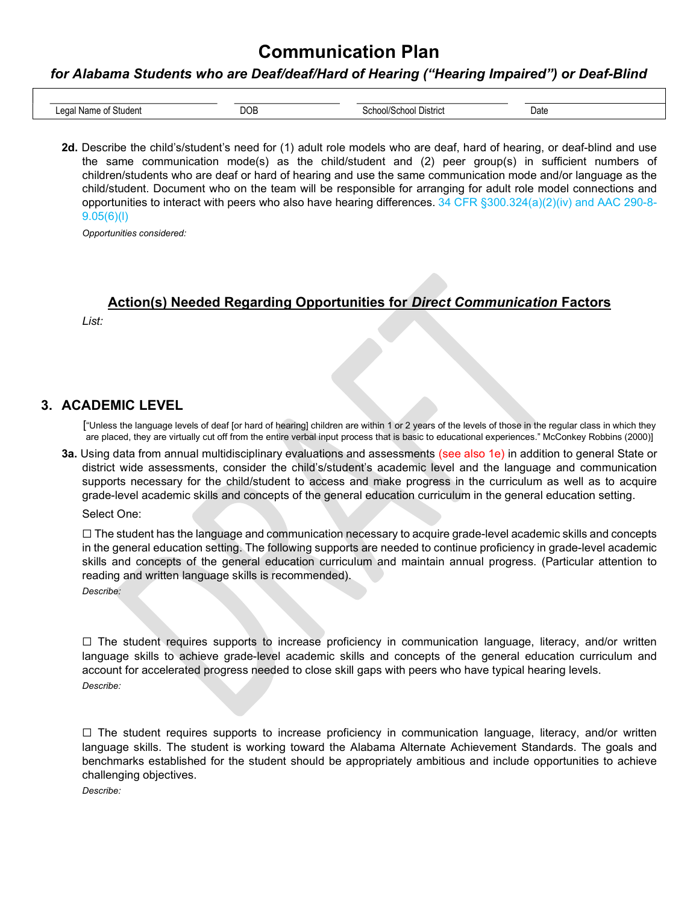# Communication Plan

### *for Alabama Students who are Deaf/deaf/Hard of Hearing ("Hearing Impaired") or Deaf-Blind*

| Legal Name of Student | DOB | School/School District | Date |
|---|---|---|---|
| | | | |

**2d.** Describe the child's/student's need for (1) adult role models who are deaf, hard of hearing, or deaf-blind and use the same communication mode(s) as the child/student and (2) peer group(s) in sufficient numbers of children/students who are deaf or hard of hearing and use the same communication mode and/or language as the child/student. Document who on the team will be responsible for arranging for adult role model connections and opportunities to interact with peers who also have hearing differences. 34 CFR §300.324(a)(2)(iv) and AAC 290-8-9.05(6)(l)

*Opportunities considered:*

## Action(s) Needed Regarding Opportunities for *Direct Communication* Factors

*List:*

## 3. ACADEMIC LEVEL

["Unless the language levels of deaf [or hard of hearing] children are within 1 or 2 years of the levels of those in the regular class in which they are placed, they are virtually cut off from the entire verbal input process that is basic to educational experiences." McConkey Robbins (2000)]

**3a.** Using data from annual multidisciplinary evaluations and assessments (see also 1e) in addition to general State or district wide assessments, consider the child's/student's academic level and the language and communication supports necessary for the child/student to access and make progress in the curriculum as well as to acquire grade-level academic skills and concepts of the general education curriculum in the general education setting.

Select One:

☐ The student has the language and communication necessary to acquire grade-level academic skills and concepts in the general education setting. The following supports are needed to continue proficiency in grade-level academic skills and concepts of the general education curriculum and maintain annual progress. (Particular attention to reading and written language skills is recommended).

*Describe:*

☐ The student requires supports to increase proficiency in communication language, literacy, and/or written language skills to achieve grade-level academic skills and concepts of the general education curriculum and account for accelerated progress needed to close skill gaps with peers who have typical hearing levels.

*Describe:*

☐ The student requires supports to increase proficiency in communication language, literacy, and/or written language skills. The student is working toward the Alabama Alternate Achievement Standards. The goals and benchmarks established for the student should be appropriately ambitious and include opportunities to achieve challenging objectives.

*Describe:*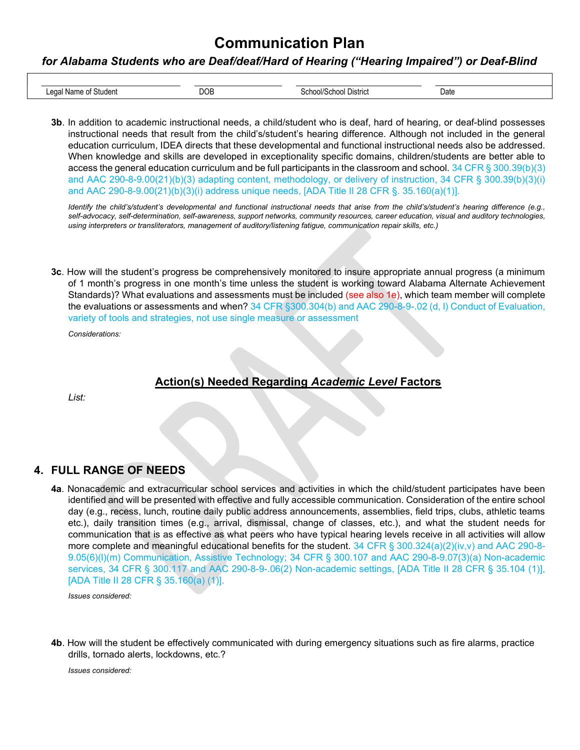# Communication Plan

***for Alabama Students who are Deaf/deaf/Hard of Hearing ("Hearing Impaired") or Deaf-Blind***

| Legal Name of Student | DOB | School/School District | Date |
|---|---|---|---|
| | | | |

**3b**. In addition to academic instructional needs, a child/student who is deaf, hard of hearing, or deaf-blind possesses instructional needs that result from the child's/student's hearing difference. Although not included in the general education curriculum, IDEA directs that these developmental and functional instructional needs also be addressed. When knowledge and skills are developed in exceptionality specific domains, children/students are better able to access the general education curriculum and be full participants in the classroom and school. 34 CFR § 300.39(b)(3) and AAC 290-8-9.00(21)(b)(3) adapting content, methodology, or delivery of instruction, 34 CFR § 300.39(b)(3)(i) and AAC 290-8-9.00(21)(b)(3)(i) address unique needs, [ADA Title II 28 CFR §. 35.160(a)(1)].

*Identify the child's/student's developmental and functional instructional needs that arise from the child's/student's hearing difference (e.g., self-advocacy, self-determination, self-awareness, support networks, community resources, career education, visual and auditory technologies, using interpreters or transliterators, management of auditory/listening fatigue, communication repair skills, etc.)*

**3c**. How will the student's progress be comprehensively monitored to insure appropriate annual progress (a minimum of 1 month's progress in one month's time unless the student is working toward Alabama Alternate Achievement Standards)? What evaluations and assessments must be included (see also 1e), which team member will complete the evaluations or assessments and when? 34 CFR §300.304(b) and AAC 290-8-9-.02 (d, I) Conduct of Evaluation, variety of tools and strategies, not use single measure or assessment

*Considerations:*

## Action(s) Needed Regarding *Academic Level* Factors

*List:*

## 4. FULL RANGE OF NEEDS

**4a**. Nonacademic and extracurricular school services and activities in which the child/student participates have been identified and will be presented with effective and fully accessible communication. Consideration of the entire school day (e.g., recess, lunch, routine daily public address announcements, assemblies, field trips, clubs, athletic teams etc.), daily transition times (e.g., arrival, dismissal, change of classes, etc.), and what the student needs for communication that is as effective as what peers who have typical hearing levels receive in all activities will allow more complete and meaningful educational benefits for the student. 34 CFR § 300.324(a)(2)(iv,v) and AAC 290-8-9.05(6)(l)(m) Communication, Assistive Technology; 34 CFR § 300.107 and AAC 290-8-9.07(3)(a) Non-academic services, 34 CFR § 300.117 and AAC 290-8-9-.06(2) Non-academic settings, [ADA Title II 28 CFR § 35.104 (1)], [ADA Title II 28 CFR § 35.160(a) (1)].

*Issues considered:*

**4b**. How will the student be effectively communicated with during emergency situations such as fire alarms, practice drills, tornado alerts, lockdowns, etc.?

*Issues considered:*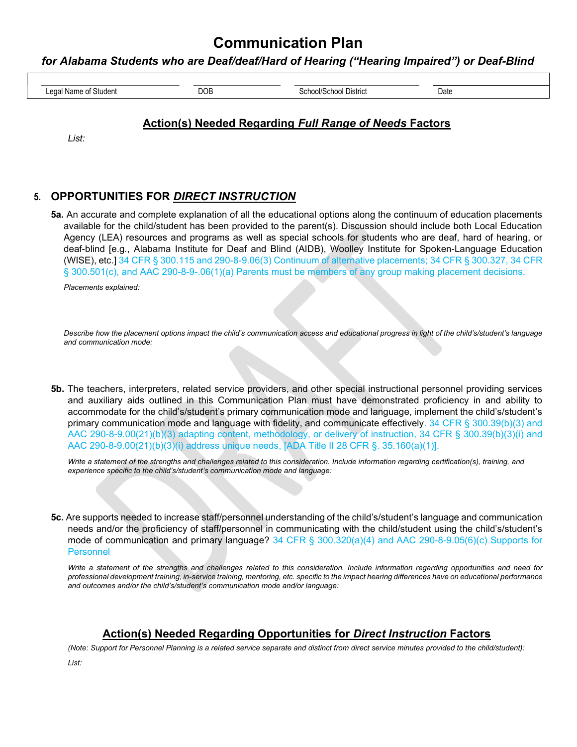# Communication Plan

### *for Alabama Students who are Deaf/deaf/Hard of Hearing ("Hearing Impaired") or Deaf-Blind*

| Legal Name of Student | DOB | School/School District | Date |
|---|---|---|---|
| | | | |

## Action(s) Needed Regarding *Full Range of Needs* Factors

*List:*

## 5. OPPORTUNITIES FOR *DIRECT INSTRUCTION*

**5a.** An accurate and complete explanation of all the educational options along the continuum of education placements available for the child/student has been provided to the parent(s). Discussion should include both Local Education Agency (LEA) resources and programs as well as special schools for students who are deaf, hard of hearing, or deaf-blind [e.g., Alabama Institute for Deaf and Blind (AIDB), Woolley Institute for Spoken-Language Education (WISE), etc.] 34 CFR § 300.115 and 290-8-9.06(3) Continuum of alternative placements; 34 CFR § 300.327, 34 CFR § 300.501(c), and AAC 290-8-9-.06(1)(a) Parents must be members of any group making placement decisions.

*Placements explained:*

*Describe how the placement options impact the child's communication access and educational progress in light of the child's/student's language and communication mode:*

**5b.** The teachers, interpreters, related service providers, and other special instructional personnel providing services and auxiliary aids outlined in this Communication Plan must have demonstrated proficiency in and ability to accommodate for the child's/student's primary communication mode and language, implement the child's/student's primary communication mode and language with fidelity, and communicate effectively. 34 CFR § 300.39(b)(3) and AAC 290-8-9.00(21)(b)(3) adapting content, methodology, or delivery of instruction, 34 CFR § 300.39(b)(3)(i) and AAC 290-8-9.00(21)(b)(3)(i) address unique needs, [ADA Title II 28 CFR §. 35.160(a)(1)].

*Write a statement of the strengths and challenges related to this consideration. Include information regarding certification(s), training, and experience specific to the child's/student's communication mode and language:*

**5c.** Are supports needed to increase staff/personnel understanding of the child's/student's language and communication needs and/or the proficiency of staff/personnel in communicating with the child/student using the child's/student's mode of communication and primary language? 34 CFR § 300.320(a)(4) and AAC 290-8-9.05(6)(c) Supports for Personnel

*Write a statement of the strengths and challenges related to this consideration. Include information regarding opportunities and need for professional development training, in-service training, mentoring, etc. specific to the impact hearing differences have on educational performance and outcomes and/or the child's/student's communication mode and/or language:*

## Action(s) Needed Regarding Opportunities for *Direct Instruction* Factors

*(Note: Support for Personnel Planning is a related service separate and distinct from direct service minutes provided to the child/student):*

*List:*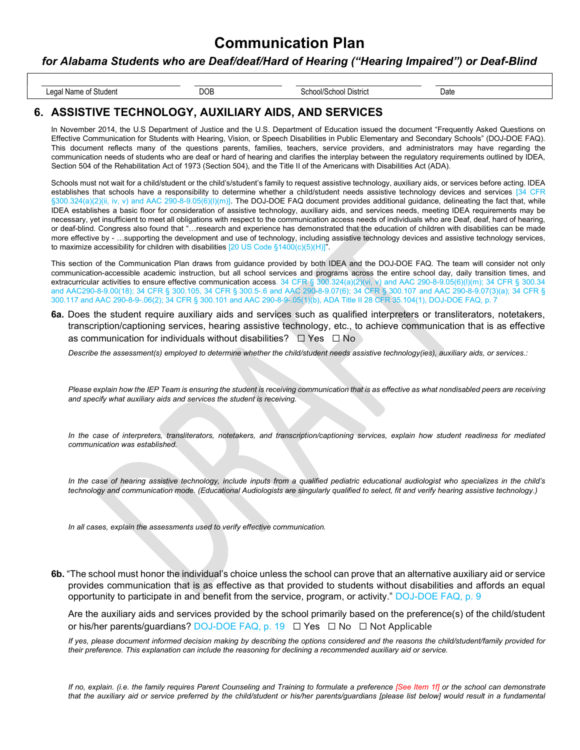# Communication Plan

## *for Alabama Students who are Deaf/deaf/Hard of Hearing ("Hearing Impaired") or Deaf-Blind*

| Legal Name of Student | DOB | School/School District | Date |
|---|---|---|---|

## 6. ASSISTIVE TECHNOLOGY, AUXILIARY AIDS, AND SERVICES

In November 2014, the U.S Department of Justice and the U.S. Department of Education issued the document "Frequently Asked Questions on Effective Communication for Students with Hearing, Vision, or Speech Disabilities in Public Elementary and Secondary Schools" (DOJ-DOE FAQ). This document reflects many of the questions parents, families, teachers, service providers, and administrators may have regarding the communication needs of students who are deaf or hard of hearing and clarifies the interplay between the regulatory requirements outlined by IDEA, Section 504 of the Rehabilitation Act of 1973 (Section 504), and the Title II of the Americans with Disabilities Act (ADA).

Schools must not wait for a child/student or the child's/student's family to request assistive technology, auxiliary aids, or services before acting. IDEA establishes that schools have a responsibility to determine whether a child/student needs assistive technology devices and services [34 CFR §300.324(a)(2)(ii, iv, v) and AAC 290-8-9.05(6)(l)(m)]. The DOJ-DOE FAQ document provides additional guidance, delineating the fact that, while IDEA establishes a basic floor for consideration of assistive technology, auxiliary aids, and services needs, meeting IDEA requirements may be necessary, yet insufficient to meet all obligations with respect to the communication access needs of individuals who are Deaf, deaf, hard of hearing, or deaf-blind. Congress also found that "…research and experience has demonstrated that the education of children with disabilities can be made more effective by - …supporting the development and use of technology, including assistive technology devices and assistive technology services, to maximize accessibility for children with disabilities [20 US Code §1400(c)(5)(H)]".

This section of the Communication Plan draws from guidance provided by both IDEA and the DOJ-DOE FAQ. The team will consider not only communication-accessible academic instruction, but all school services and programs across the entire school day, daily transition times, and extracurricular activities to ensure effective communication access. 34 CFR § 300.324(a)(2)(vi, v) and AAC 290-8-9.05(6)(l)(m); 34 CFR § 300.34 and AAC290-8-9.00(18); 34 CFR § 300.105, 34 CFR § 300.5-.6 and AAC 290-8-9.07(6); 34 CFR § 300.107 and AAC 290-8-9.07(3)(a); 34 CFR § 300.117 and AAC 290-8-9-.06(2); 34 CFR § 300.101 and AAC 290-8-9-.05(1)(b), ADA Title II 28 CFR 35.104(1), DOJ-DOE FAQ, p. 7

**6a.** Does the student require auxiliary aids and services such as qualified interpreters or transliterators, notetakers, transcription/captioning services, hearing assistive technology, etc., to achieve communication that is as effective as communication for individuals without disabilities? ☐ Yes ☐ No

*Describe the assessment(s) employed to determine whether the child/student needs assistive technology(ies), auxiliary aids, or services.:*

*Please explain how the IEP Team is ensuring the student is receiving communication that is as effective as what nondisabled peers are receiving and specify what auxiliary aids and services the student is receiving.*

*In the case of interpreters, transliterators, notetakers, and transcription/captioning services, explain how student readiness for mediated communication was established.*

*In the case of hearing assistive technology, include inputs from a qualified pediatric educational audiologist who specializes in the child's technology and communication mode. (Educational Audiologists are singularly qualified to select, fit and verify hearing assistive technology.)*

*In all cases, explain the assessments used to verify effective communication.*

**6b.** "The school must honor the individual's choice unless the school can prove that an alternative auxiliary aid or service provides communication that is as effective as that provided to students without disabilities and affords an equal opportunity to participate in and benefit from the service, program, or activity." DOJ-DOE FAQ, p. 9

Are the auxiliary aids and services provided by the school primarily based on the preference(s) of the child/student or his/her parents/guardians? DOJ-DOE FAQ, p. 19 ☐ Yes ☐ No ☐ Not Applicable

*If yes, please document informed decision making by describing the options considered and the reasons the child/student/family provided for their preference. This explanation can include the reasoning for declining a recommended auxiliary aid or service.*

*If no, explain. (i.e. the family requires Parent Counseling and Training to formulate a preference [See Item 1f] or the school can demonstrate that the auxiliary aid or service preferred by the child/student or his/her parents/guardians [please list below] would result in a fundamental*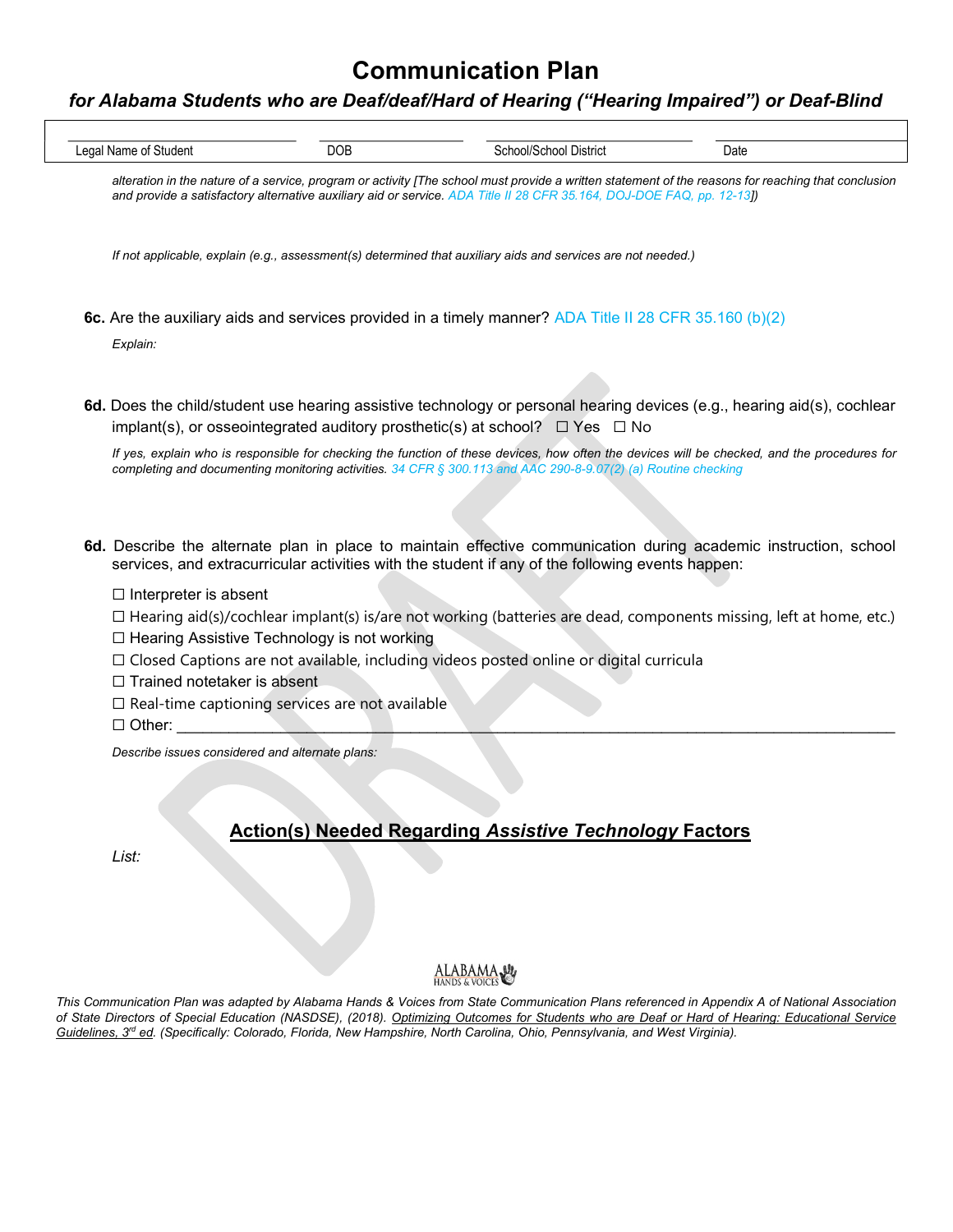| Legal Name of Student | DOB | School/School District | Date |
|---|---|---|---|
| | | | |

*alteration in the nature of a service, program or activity [The school must provide a written statement of the reasons for reaching that conclusion and provide a satisfactory alternative auxiliary aid or service. ADA Title II 28 CFR 35.164, DOJ-DOE FAQ, pp. 12-13])*

*If not applicable, explain (e.g., assessment(s) determined that auxiliary aids and services are not needed.)*

**6c.** Are the auxiliary aids and services provided in a timely manner? ADA Title II 28 CFR 35.160 (b)(2)

*Explain:*

**6d.** Does the child/student use hearing assistive technology or personal hearing devices (e.g., hearing aid(s), cochlear implant(s), or osseointegrated auditory prosthetic(s) at school? ☐ Yes ☐ No

*If yes, explain who is responsible for checking the function of these devices, how often the devices will be checked, and the procedures for completing and documenting monitoring activities. 34 CFR § 300.113 and AAC 290-8-9.07(2) (a) Routine checking*

**6d.** Describe the alternate plan in place to maintain effective communication during academic instruction, school services, and extracurricular activities with the student if any of the following events happen:

☐ Interpreter is absent
☐ Hearing aid(s)/cochlear implant(s) is/are not working (batteries are dead, components missing, left at home, etc.)
☐ Hearing Assistive Technology is not working
☐ Closed Captions are not available, including videos posted online or digital curricula
☐ Trained notetaker is absent
☐ Real-time captioning services are not available
☐ Other: ______________________________________________________________________________

*Describe issues considered and alternate plans:*

## Action(s) Needed Regarding *Assistive Technology* Factors

*List:*

ALABAMA HANDS & VOICES

*This Communication Plan was adapted by Alabama Hands & Voices from State Communication Plans referenced in Appendix A of National Association of State Directors of Special Education (NASDSE), (2018). Optimizing Outcomes for Students who are Deaf or Hard of Hearing: Educational Service Guidelines, 3rd ed. (Specifically: Colorado, Florida, New Hampshire, North Carolina, Ohio, Pennsylvania, and West Virginia).*